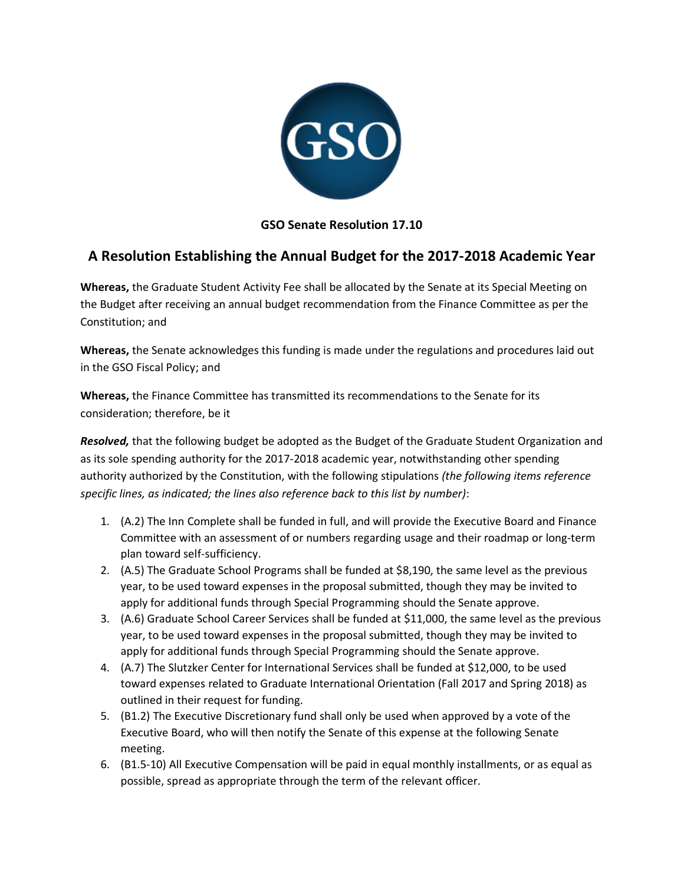**GSO Senate Resolution 17.10**

## A Resolution Establishing the Annual Budget for the 2017-2018 Academic Year

**Whereas,** the Graduate Student Activity Fee shall be allocated by the Senate at its Special Meeting on the Budget after receiving an annual budget recommendation from the Finance Committee as per the Constitution; and

**Whereas,** the Senate acknowledges this funding is made under the regulations and procedures laid out in the GSO Fiscal Policy; and

**Whereas,** the Finance Committee has transmitted its recommendations to the Senate for its consideration; therefore, be it

***Resolved,*** that the following budget be adopted as the Budget of the Graduate Student Organization and as its sole spending authority for the 2017-2018 academic year, notwithstanding other spending authority authorized by the Constitution, with the following stipulations *(the following items reference specific lines, as indicated; the lines also reference back to this list by number)*:

1. (A.2) The Inn Complete shall be funded in full, and will provide the Executive Board and Finance Committee with an assessment of or numbers regarding usage and their roadmap or long-term plan toward self-sufficiency.
2. (A.5) The Graduate School Programs shall be funded at $8,190, the same level as the previous year, to be used toward expenses in the proposal submitted, though they may be invited to apply for additional funds through Special Programming should the Senate approve.
3. (A.6) Graduate School Career Services shall be funded at $11,000, the same level as the previous year, to be used toward expenses in the proposal submitted, though they may be invited to apply for additional funds through Special Programming should the Senate approve.
4. (A.7) The Slutzker Center for International Services shall be funded at $12,000, to be used toward expenses related to Graduate International Orientation (Fall 2017 and Spring 2018) as outlined in their request for funding.
5. (B1.2) The Executive Discretionary fund shall only be used when approved by a vote of the Executive Board, who will then notify the Senate of this expense at the following Senate meeting.
6. (B1.5-10) All Executive Compensation will be paid in equal monthly installments, or as equal as possible, spread as appropriate through the term of the relevant officer.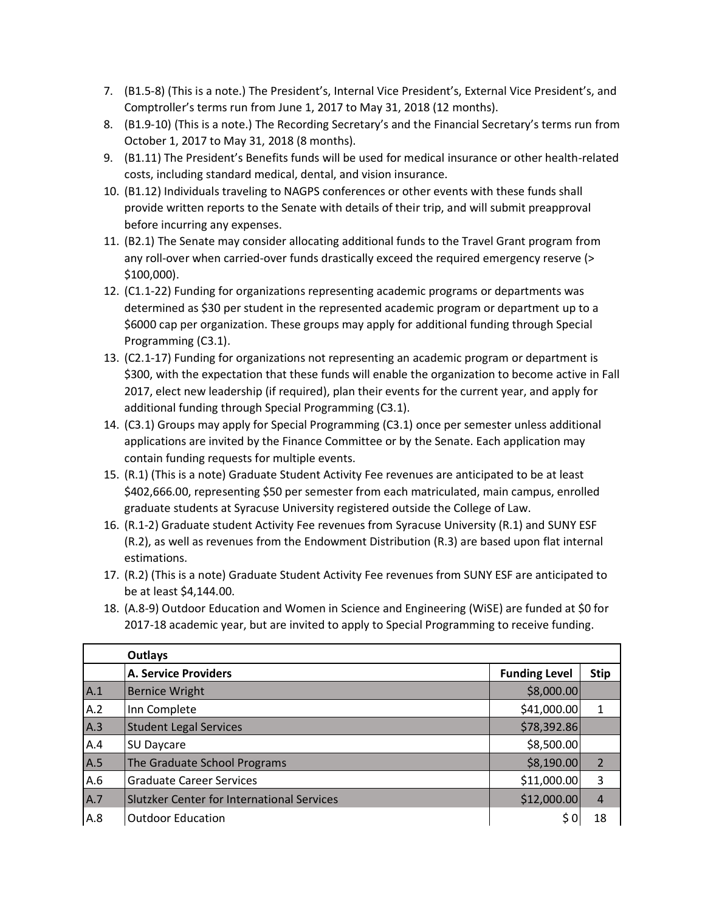7. (B1.5-8) (This is a note.) The President's, Internal Vice President's, External Vice President's, and Comptroller's terms run from June 1, 2017 to May 31, 2018 (12 months).
8. (B1.9-10) (This is a note.) The Recording Secretary's and the Financial Secretary's terms run from October 1, 2017 to May 31, 2018 (8 months).
9. (B1.11) The President's Benefits funds will be used for medical insurance or other health-related costs, including standard medical, dental, and vision insurance.
10. (B1.12) Individuals traveling to NAGPS conferences or other events with these funds shall provide written reports to the Senate with details of their trip, and will submit preapproval before incurring any expenses.
11. (B2.1) The Senate may consider allocating additional funds to the Travel Grant program from any roll-over when carried-over funds drastically exceed the required emergency reserve (> $100,000).
12. (C1.1-22) Funding for organizations representing academic programs or departments was determined as $30 per student in the represented academic program or department up to a $6000 cap per organization. These groups may apply for additional funding through Special Programming (C3.1).
13. (C2.1-17) Funding for organizations not representing an academic program or department is $300, with the expectation that these funds will enable the organization to become active in Fall 2017, elect new leadership (if required), plan their events for the current year, and apply for additional funding through Special Programming (C3.1).
14. (C3.1) Groups may apply for Special Programming (C3.1) once per semester unless additional applications are invited by the Finance Committee or by the Senate. Each application may contain funding requests for multiple events.
15. (R.1) (This is a note) Graduate Student Activity Fee revenues are anticipated to be at least $402,666.00, representing $50 per semester from each matriculated, main campus, enrolled graduate students at Syracuse University registered outside the College of Law.
16. (R.1-2) Graduate student Activity Fee revenues from Syracuse University (R.1) and SUNY ESF (R.2), as well as revenues from the Endowment Distribution (R.3) are based upon flat internal estimations.
17. (R.2) (This is a note) Graduate Student Activity Fee revenues from SUNY ESF are anticipated to be at least $4,144.00.
18. (A.8-9) Outdoor Education and Women in Science and Engineering (WiSE) are funded at $0 for 2017-18 academic year, but are invited to apply to Special Programming to receive funding.

| | **Outlays** | | |
|---|---|---|---|
| | **A. Service Providers** | **Funding Level** | **Stip** |
| A.1 | Bernice Wright | $8,000.00 | |
| A.2 | Inn Complete | $41,000.00 | 1 |
| A.3 | Student Legal Services | $78,392.86 | |
| A.4 | SU Daycare | $8,500.00 | |
| A.5 | The Graduate School Programs | $8,190.00 | 2 |
| A.6 | Graduate Career Services | $11,000.00 | 3 |
| A.7 | Slutzker Center for International Services | $12,000.00 | 4 |
| A.8 | Outdoor Education | $ 0 | 18 |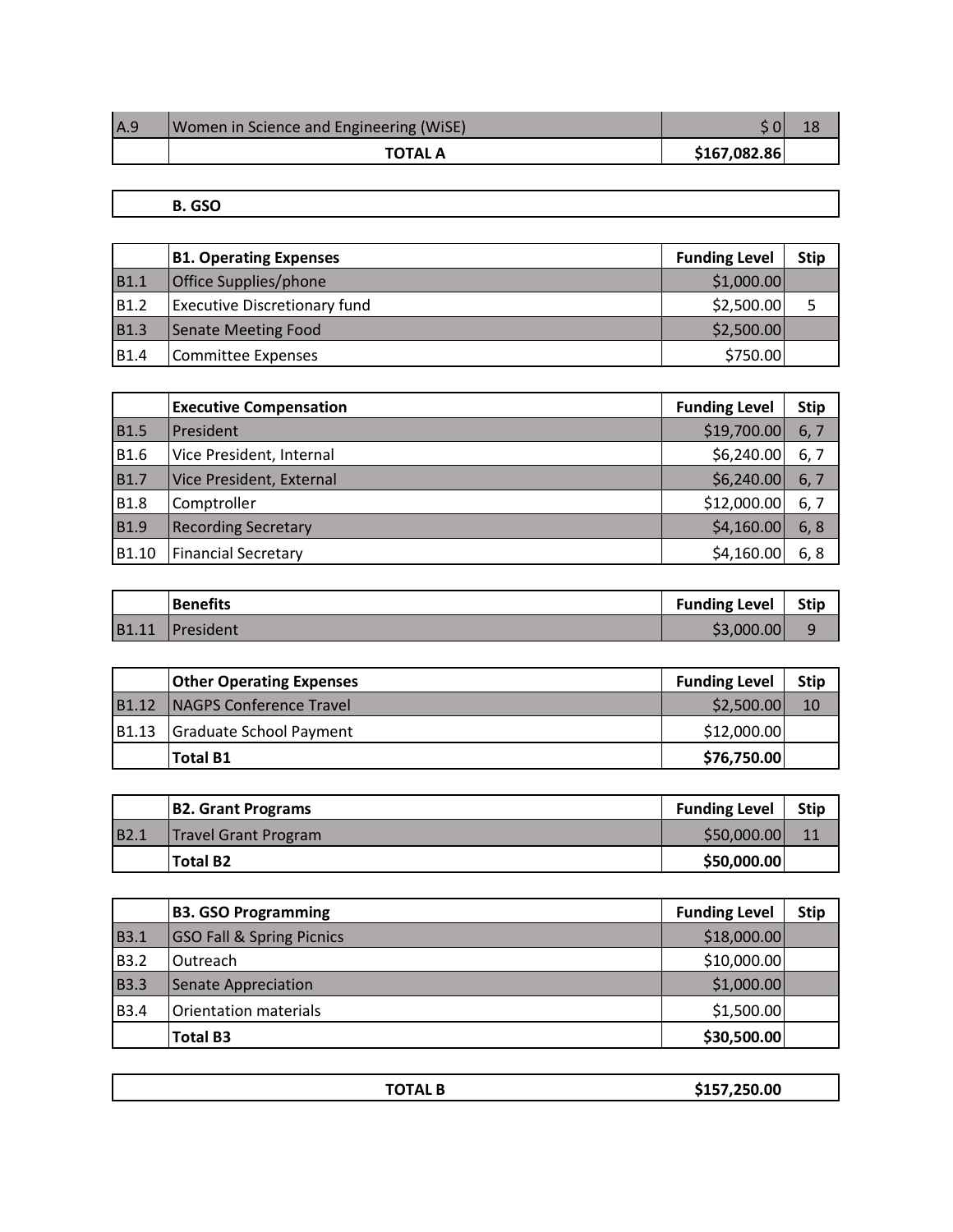| | | | |
|---|---|---|---|
| A.9 | Women in Science and Engineering (WiSE) | $ 0 | 18 |
| | **TOTAL A** | **$167,082.86** | |

**B. GSO**

| | **B1. Operating Expenses** | **Funding Level** | **Stip** |
|---|---|---|---|
| B1.1 | Office Supplies/phone | $1,000.00 | |
| B1.2 | Executive Discretionary fund | $2,500.00 | 5 |
| B1.3 | Senate Meeting Food | $2,500.00 | |
| B1.4 | Committee Expenses | $750.00 | |

| | **Executive Compensation** | **Funding Level** | **Stip** |
|---|---|---|---|
| B1.5 | President | $19,700.00 | 6, 7 |
| B1.6 | Vice President, Internal | $6,240.00 | 6, 7 |
| B1.7 | Vice President, External | $6,240.00 | 6, 7 |
| B1.8 | Comptroller | $12,000.00 | 6, 7 |
| B1.9 | Recording Secretary | $4,160.00 | 6, 8 |
| B1.10 | Financial Secretary | $4,160.00 | 6, 8 |

| | **Benefits** | **Funding Level** | **Stip** |
|---|---|---|---|
| B1.11 | President | $3,000.00 | 9 |

| | **Other Operating Expenses** | **Funding Level** | **Stip** |
|---|---|---|---|
| B1.12 | NAGPS Conference Travel | $2,500.00 | 10 |
| B1.13 | Graduate School Payment | $12,000.00 | |
| | **Total B1** | **$76,750.00** | |

| | **B2. Grant Programs** | **Funding Level** | **Stip** |
|---|---|---|---|
| B2.1 | Travel Grant Program | $50,000.00 | 11 |
| | **Total B2** | **$50,000.00** | |

| | **B3. GSO Programming** | **Funding Level** | **Stip** |
|---|---|---|---|
| B3.1 | GSO Fall & Spring Picnics | $18,000.00 | |
| B3.2 | Outreach | $10,000.00 | |
| B3.3 | Senate Appreciation | $1,000.00 | |
| B3.4 | Orientation materials | $1,500.00 | |
| | **Total B3** | **$30,500.00** | |

| **TOTAL B** | **$157,250.00** |
|---|---|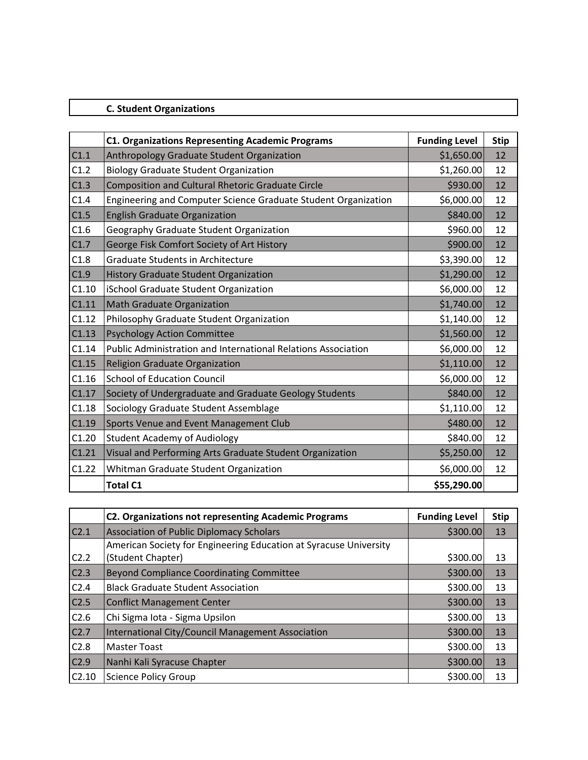## C. Student Organizations

| | C1. Organizations Representing Academic Programs | Funding Level | Stip |
|---|---|---|---|
| C1.1 | Anthropology Graduate Student Organization | $1,650.00 | 12 |
| C1.2 | Biology Graduate Student Organization | $1,260.00 | 12 |
| C1.3 | Composition and Cultural Rhetoric Graduate Circle | $930.00 | 12 |
| C1.4 | Engineering and Computer Science Graduate Student Organization | $6,000.00 | 12 |
| C1.5 | English Graduate Organization | $840.00 | 12 |
| C1.6 | Geography Graduate Student Organization | $960.00 | 12 |
| C1.7 | George Fisk Comfort Society of Art History | $900.00 | 12 |
| C1.8 | Graduate Students in Architecture | $3,390.00 | 12 |
| C1.9 | History Graduate Student Organization | $1,290.00 | 12 |
| C1.10 | iSchool Graduate Student Organization | $6,000.00 | 12 |
| C1.11 | Math Graduate Organization | $1,740.00 | 12 |
| C1.12 | Philosophy Graduate Student Organization | $1,140.00 | 12 |
| C1.13 | Psychology Action Committee | $1,560.00 | 12 |
| C1.14 | Public Administration and International Relations Association | $6,000.00 | 12 |
| C1.15 | Religion Graduate Organization | $1,110.00 | 12 |
| C1.16 | School of Education Council | $6,000.00 | 12 |
| C1.17 | Society of Undergraduate and Graduate Geology Students | $840.00 | 12 |
| C1.18 | Sociology Graduate Student Assemblage | $1,110.00 | 12 |
| C1.19 | Sports Venue and Event Management Club | $480.00 | 12 |
| C1.20 | Student Academy of Audiology | $840.00 | 12 |
| C1.21 | Visual and Performing Arts Graduate Student Organization | $5,250.00 | 12 |
| C1.22 | Whitman Graduate Student Organization | $6,000.00 | 12 |
| | **Total C1** | **$55,290.00** | |

| | C2. Organizations not representing Academic Programs | Funding Level | Stip |
|---|---|---|---|
| C2.1 | Association of Public Diplomacy Scholars | $300.00 | 13 |
| C2.2 | American Society for Engineering Education at Syracuse University (Student Chapter) | $300.00 | 13 |
| C2.3 | Beyond Compliance Coordinating Committee | $300.00 | 13 |
| C2.4 | Black Graduate Student Association | $300.00 | 13 |
| C2.5 | Conflict Management Center | $300.00 | 13 |
| C2.6 | Chi Sigma Iota - Sigma Upsilon | $300.00 | 13 |
| C2.7 | International City/Council Management Association | $300.00 | 13 |
| C2.8 | Master Toast | $300.00 | 13 |
| C2.9 | Nanhi Kali Syracuse Chapter | $300.00 | 13 |
| C2.10 | Science Policy Group | $300.00 | 13 |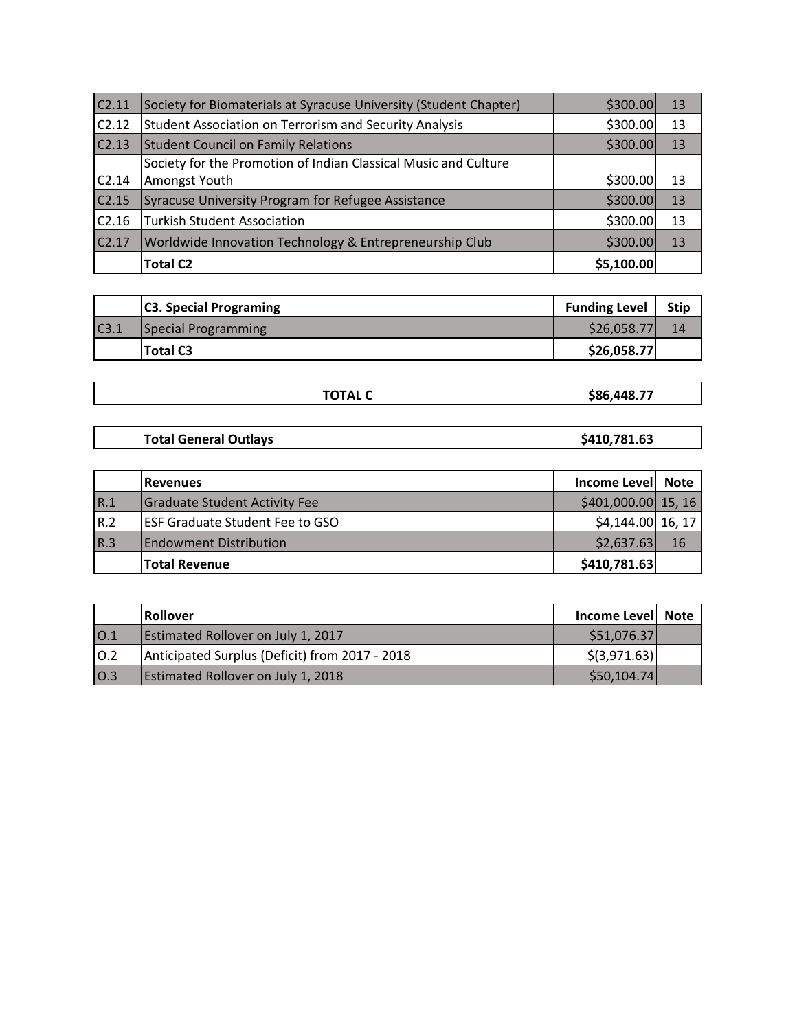| | | | |
|---|---|---|---|
| C2.11 | Society for Biomaterials at Syracuse University (Student Chapter) | $300.00 | 13 |
| C2.12 | Student Association on Terrorism and Security Analysis | $300.00 | 13 |
| C2.13 | Student Council on Family Relations | $300.00 | 13 |
| C2.14 | Society for the Promotion of Indian Classical Music and Culture Amongst Youth | $300.00 | 13 |
| C2.15 | Syracuse University Program for Refugee Assistance | $300.00 | 13 |
| C2.16 | Turkish Student Association | $300.00 | 13 |
| C2.17 | Worldwide Innovation Technology & Entrepreneurship Club | $300.00 | 13 |
| | **Total C2** | **$5,100.00** | |

| | C3. Special Programing | Funding Level | Stip |
|---|---|---|---|
| C3.1 | Special Programming | $26,058.77 | 14 |
| | **Total C3** | **$26,058.77** | |

| | |
|---|---|
| **TOTAL C** | **$86,448.77** |

| | |
|---|---|
| **Total General Outlays** | **$410,781.63** |

| | Revenues | Income Level | Note |
|---|---|---|---|
| R.1 | Graduate Student Activity Fee | $401,000.00 | 15, 16 |
| R.2 | ESF Graduate Student Fee to GSO | $4,144.00 | 16, 17 |
| R.3 | Endowment Distribution | $2,637.63 | 16 |
| | **Total Revenue** | **$410,781.63** | |

| | Rollover | Income Level | Note |
|---|---|---|---|
| O.1 | Estimated Rollover on July 1, 2017 | $51,076.37 | |
| O.2 | Anticipated Surplus (Deficit) from 2017 - 2018 | $(3,971.63) | |
| O.3 | Estimated Rollover on July 1, 2018 | $50,104.74 | |